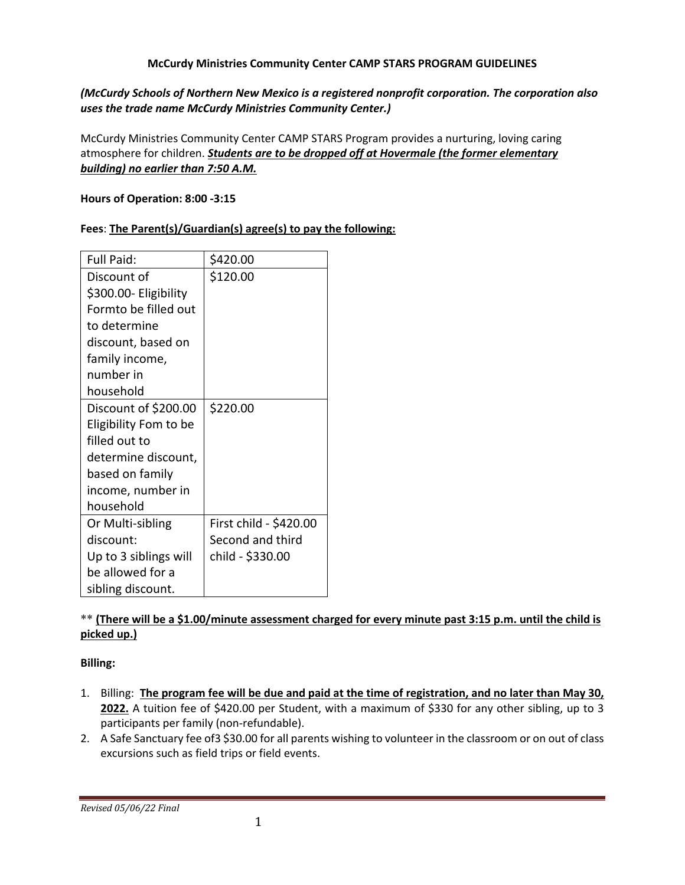**McCurdy Ministries Community Center CAMP STARS PROGRAM GUIDELINES**

***(McCurdy Schools of Northern New Mexico is a registered nonprofit corporation. The corporation also uses the trade name McCurdy Ministries Community Center.)***

McCurdy Ministries Community Center CAMP STARS Program provides a nurturing, loving caring atmosphere for children. ***<u>Students are to be dropped off at Hovermale (the former elementary building) no earlier than 7:50 A.M.</u>***

**Hours of Operation: 8:00 -3:15**

**Fees**: **<u>The Parent(s)/Guardian(s) agree(s) to pay the following:</u>**

| Full Paid: | $420.00 |
|---|---|
| Discount of $300.00- Eligibility Formto be filled out to determine discount, based on family income, number in household | $120.00 |
| Discount of $200.00 Eligibility Fom to be filled out to determine discount, based on family income, number in household | $220.00 |
| Or Multi-sibling discount: Up to 3 siblings will be allowed for a sibling discount. | First child - $420.00 Second and third child - $330.00 |

** **<u>(There will be a $1.00/minute assessment charged for every minute past 3:15 p.m. until the child is picked up.)</u>**

**Billing:**

1. Billing: **<u>The program fee will be due and paid at the time of registration, and no later than May 30, 2022.</u>** A tuition fee of $420.00 per Student, with a maximum of $330 for any other sibling, up to 3 participants per family (non-refundable).
2. A Safe Sanctuary fee of3 $30.00 for all parents wishing to volunteer in the classroom or on out of class excursions such as field trips or field events.

*Revised 05/06/22 Final*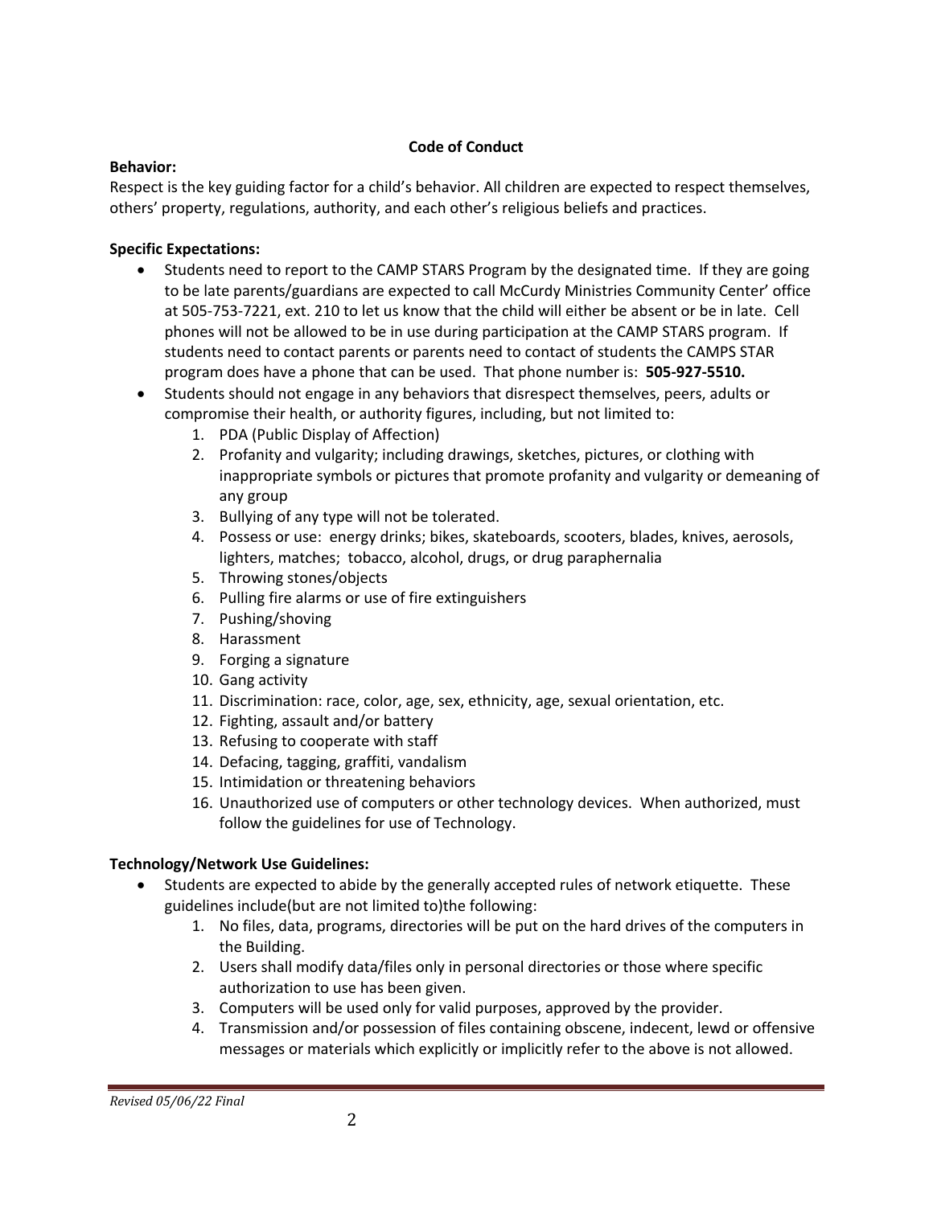## Code of Conduct

**Behavior:**

Respect is the key guiding factor for a child's behavior. All children are expected to respect themselves, others' property, regulations, authority, and each other's religious beliefs and practices.

**Specific Expectations:**

- Students need to report to the CAMP STARS Program by the designated time. If they are going to be late parents/guardians are expected to call McCurdy Ministries Community Center' office at 505-753-7221, ext. 210 to let us know that the child will either be absent or be in late. Cell phones will not be allowed to be in use during participation at the CAMP STARS program. If students need to contact parents or parents need to contact of students the CAMPS STAR program does have a phone that can be used. That phone number is: **505-927-5510.**
- Students should not engage in any behaviors that disrespect themselves, peers, adults or compromise their health, or authority figures, including, but not limited to:
  1. PDA (Public Display of Affection)
  2. Profanity and vulgarity; including drawings, sketches, pictures, or clothing with inappropriate symbols or pictures that promote profanity and vulgarity or demeaning of any group
  3. Bullying of any type will not be tolerated.
  4. Possess or use: energy drinks; bikes, skateboards, scooters, blades, knives, aerosols, lighters, matches; tobacco, alcohol, drugs, or drug paraphernalia
  5. Throwing stones/objects
  6. Pulling fire alarms or use of fire extinguishers
  7. Pushing/shoving
  8. Harassment
  9. Forging a signature
  10. Gang activity
  11. Discrimination: race, color, age, sex, ethnicity, age, sexual orientation, etc.
  12. Fighting, assault and/or battery
  13. Refusing to cooperate with staff
  14. Defacing, tagging, graffiti, vandalism
  15. Intimidation or threatening behaviors
  16. Unauthorized use of computers or other technology devices. When authorized, must follow the guidelines for use of Technology.

**Technology/Network Use Guidelines:**

- Students are expected to abide by the generally accepted rules of network etiquette. These guidelines include(but are not limited to)the following:
  1. No files, data, programs, directories will be put on the hard drives of the computers in the Building.
  2. Users shall modify data/files only in personal directories or those where specific authorization to use has been given.
  3. Computers will be used only for valid purposes, approved by the provider.
  4. Transmission and/or possession of files containing obscene, indecent, lewd or offensive messages or materials which explicitly or implicitly refer to the above is not allowed.

*Revised 05/06/22 Final*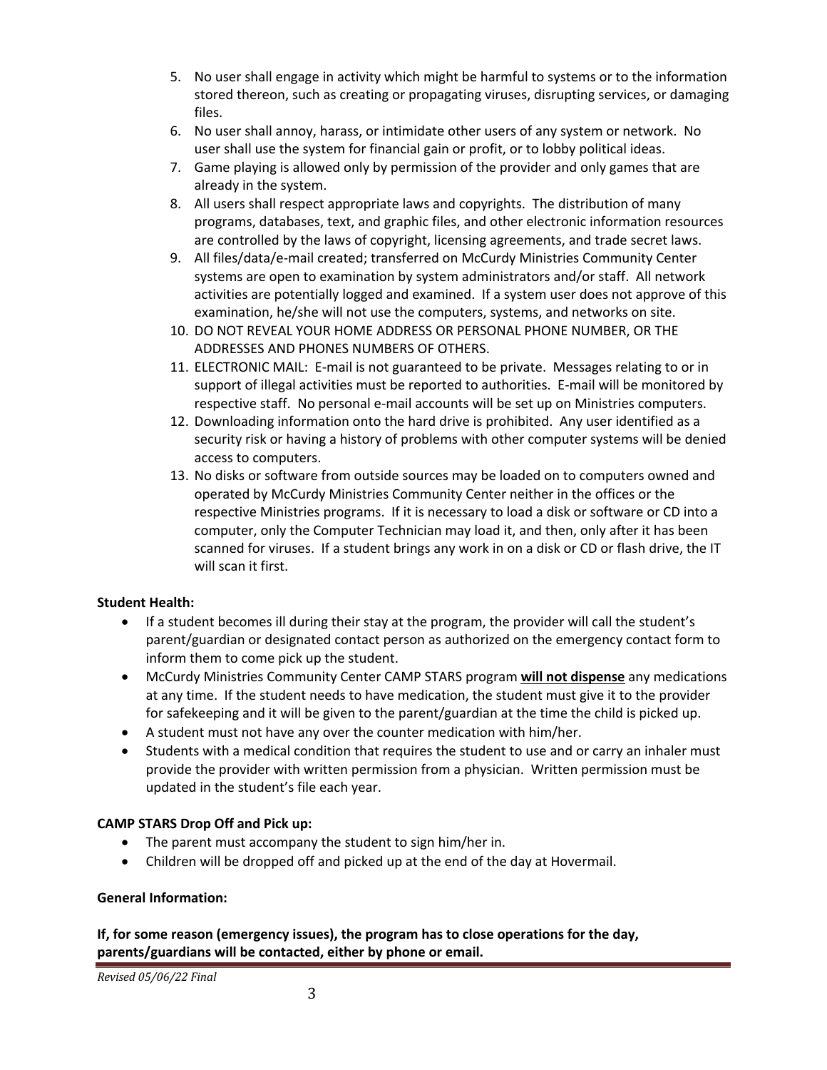5. No user shall engage in activity which might be harmful to systems or to the information stored thereon, such as creating or propagating viruses, disrupting services, or damaging files.
6. No user shall annoy, harass, or intimidate other users of any system or network. No user shall use the system for financial gain or profit, or to lobby political ideas.
7. Game playing is allowed only by permission of the provider and only games that are already in the system.
8. All users shall respect appropriate laws and copyrights. The distribution of many programs, databases, text, and graphic files, and other electronic information resources are controlled by the laws of copyright, licensing agreements, and trade secret laws.
9. All files/data/e-mail created; transferred on McCurdy Ministries Community Center systems are open to examination by system administrators and/or staff. All network activities are potentially logged and examined. If a system user does not approve of this examination, he/she will not use the computers, systems, and networks on site.
10. DO NOT REVEAL YOUR HOME ADDRESS OR PERSONAL PHONE NUMBER, OR THE ADDRESSES AND PHONES NUMBERS OF OTHERS.
11. ELECTRONIC MAIL: E-mail is not guaranteed to be private. Messages relating to or in support of illegal activities must be reported to authorities. E-mail will be monitored by respective staff. No personal e-mail accounts will be set up on Ministries computers.
12. Downloading information onto the hard drive is prohibited. Any user identified as a security risk or having a history of problems with other computer systems will be denied access to computers.
13. No disks or software from outside sources may be loaded on to computers owned and operated by McCurdy Ministries Community Center neither in the offices or the respective Ministries programs. If it is necessary to load a disk or software or CD into a computer, only the Computer Technician may load it, and then, only after it has been scanned for viruses. If a student brings any work in on a disk or CD or flash drive, the IT will scan it first.

**Student Health:**

- If a student becomes ill during their stay at the program, the provider will call the student's parent/guardian or designated contact person as authorized on the emergency contact form to inform them to come pick up the student.
- McCurdy Ministries Community Center CAMP STARS program **will not dispense** any medications at any time. If the student needs to have medication, the student must give it to the provider for safekeeping and it will be given to the parent/guardian at the time the child is picked up.
- A student must not have any over the counter medication with him/her.
- Students with a medical condition that requires the student to use and or carry an inhaler must provide the provider with written permission from a physician. Written permission must be updated in the student's file each year.

**CAMP STARS Drop Off and Pick up:**

- The parent must accompany the student to sign him/her in.
- Children will be dropped off and picked up at the end of the day at Hovermail.

**General Information:**

**If, for some reason (emergency issues), the program has to close operations for the day, parents/guardians will be contacted, either by phone or email.**

*Revised 05/06/22 Final*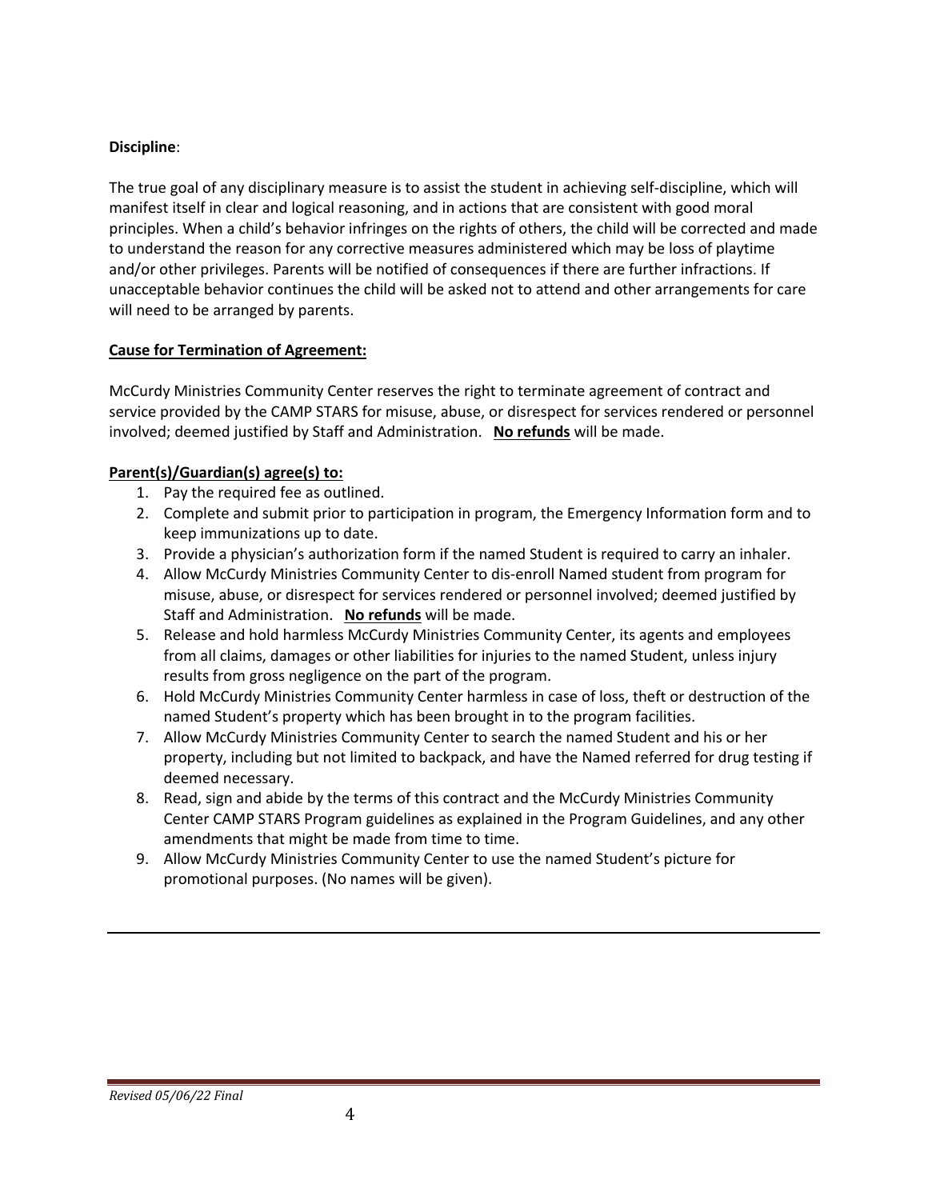**Discipline**:

The true goal of any disciplinary measure is to assist the student in achieving self-discipline, which will manifest itself in clear and logical reasoning, and in actions that are consistent with good moral principles. When a child's behavior infringes on the rights of others, the child will be corrected and made to understand the reason for any corrective measures administered which may be loss of playtime and/or other privileges. Parents will be notified of consequences if there are further infractions. If unacceptable behavior continues the child will be asked not to attend and other arrangements for care will need to be arranged by parents.

**Cause for Termination of Agreement:**

McCurdy Ministries Community Center reserves the right to terminate agreement of contract and service provided by the CAMP STARS for misuse, abuse, or disrespect for services rendered or personnel involved; deemed justified by Staff and Administration. **No refunds** will be made.

**Parent(s)/Guardian(s) agree(s) to:**

1. Pay the required fee as outlined.
2. Complete and submit prior to participation in program, the Emergency Information form and to keep immunizations up to date.
3. Provide a physician's authorization form if the named Student is required to carry an inhaler.
4. Allow McCurdy Ministries Community Center to dis-enroll Named student from program for misuse, abuse, or disrespect for services rendered or personnel involved; deemed justified by Staff and Administration. **No refunds** will be made.
5. Release and hold harmless McCurdy Ministries Community Center, its agents and employees from all claims, damages or other liabilities for injuries to the named Student, unless injury results from gross negligence on the part of the program.
6. Hold McCurdy Ministries Community Center harmless in case of loss, theft or destruction of the named Student's property which has been brought in to the program facilities.
7. Allow McCurdy Ministries Community Center to search the named Student and his or her property, including but not limited to backpack, and have the Named referred for drug testing if deemed necessary.
8. Read, sign and abide by the terms of this contract and the McCurdy Ministries Community Center CAMP STARS Program guidelines as explained in the Program Guidelines, and any other amendments that might be made from time to time.
9. Allow McCurdy Ministries Community Center to use the named Student's picture for promotional purposes. (No names will be given).

---

*Revised 05/06/22 Final*